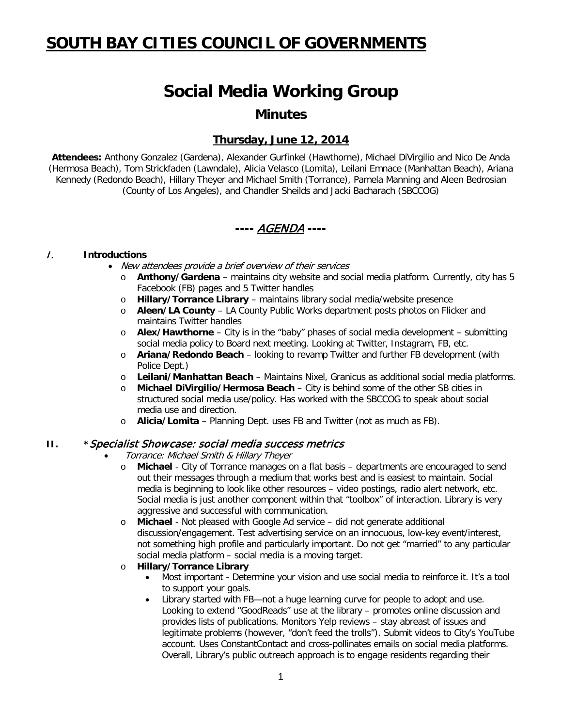// SOUTH BAY CITIES COUNCIL OF GOVERNMENTS

# Social Media Working Group

## Minutes

### Thursday, June 12, 2014

**Attendees:** Anthony Gonzalez (Gardena), Alexander Gurfinkel (Hawthorne), Michael DiVirgilio and Nico De Anda (Hermosa Beach), Tom Strickfaden (Lawndale), Alicia Velasco (Lomita), Leilani Emnace (Manhattan Beach), Ariana Kennedy (Redondo Beach), Hillary Theyer and Michael Smith (Torrance), Pamela Manning and Aleen Bedrosian (County of Los Angeles), and Chandler Sheilds and Jacki Bacharach (SBCCOG)

### ---- *AGENDA* ----

**I. Introductions**

- *New attendees provide a brief overview of their services*
  - **Anthony/Gardena** – maintains city website and social media platform. Currently, city has 5 Facebook (FB) pages and 5 Twitter handles
  - **Hillary/Torrance Library** – maintains library social media/website presence
  - **Aleen/LA County** – LA County Public Works department posts photos on Flicker and maintains Twitter handles
  - **Alex/Hawthorne** – City is in the "baby" phases of social media development – submitting social media policy to Board next meeting. Looking at Twitter, Instagram, FB, etc.
  - **Ariana/Redondo Beach** – looking to revamp Twitter and further FB development (with Police Dept.)
  - **Leilani/Manhattan Beach** – Maintains Nixel, Granicus as additional social media platforms.
  - **Michael DiVirgilio/Hermosa Beach** – City is behind some of the other SB cities in structured social media use/policy. Has worked with the SBCCOG to speak about social media use and direction.
  - **Alicia/Lomita** – Planning Dept. uses FB and Twitter (not as much as FB).

**II. \*Specialist Showcase: social media success metrics**

- *Torrance: Michael Smith & Hillary Theyer*
  - **Michael** - City of Torrance manages on a flat basis – departments are encouraged to send out their messages through a medium that works best and is easiest to maintain. Social media is beginning to look like other resources – video postings, radio alert network, etc. Social media is just another component within that "toolbox" of interaction. Library is very aggressive and successful with communication.
  - **Michael** - Not pleased with Google Ad service – did not generate additional discussion/engagement. Test advertising service on an innocuous, low-key event/interest, not something high profile and particularly important. Do not get "married" to any particular social media platform – social media is a moving target.
  - **Hillary/Torrance Library**
    - Most important - Determine your vision and use social media to reinforce it. It's a tool to support your goals.
    - Library started with FB—not a huge learning curve for people to adopt and use. Looking to extend "GoodReads" use at the library – promotes online discussion and provides lists of publications. Monitors Yelp reviews – stay abreast of issues and legitimate problems (however, "don't feed the trolls"). Submit videos to City's YouTube account. Uses ConstantContact and cross-pollinates emails on social media platforms. Overall, Library's public outreach approach is to engage residents regarding their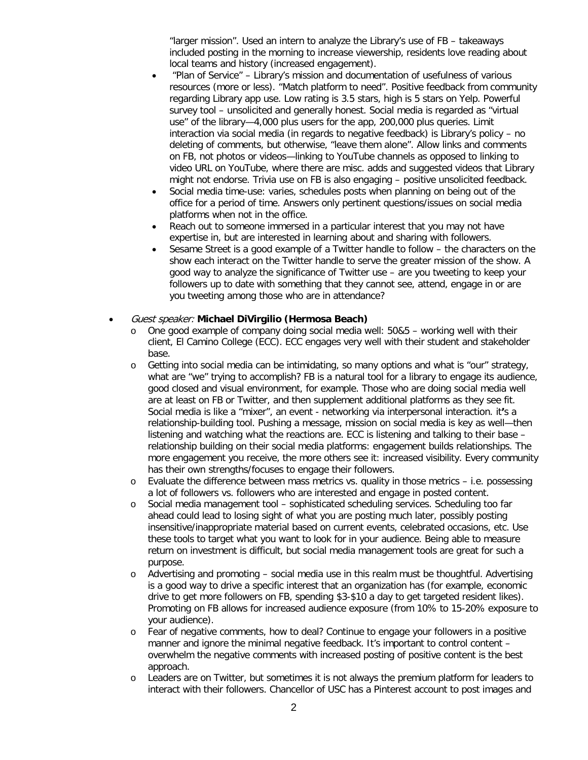"larger mission". Used an intern to analyze the Library's use of FB – takeaways included posting in the morning to increase viewership, residents love reading about local teams and history (increased engagement).

- "Plan of Service" – Library's mission and documentation of usefulness of various resources (more or less). "Match platform to need". Positive feedback from community regarding Library app use. Low rating is 3.5 stars, high is 5 stars on Yelp. Powerful survey tool – unsolicited and generally honest. Social media is regarded as "virtual use" of the library—4,000 plus users for the app, 200,000 plus queries. Limit interaction via social media (in regards to negative feedback) is Library's policy – no deleting of comments, but otherwise, "leave them alone". Allow links and comments on FB, not photos or videos—linking to YouTube channels as opposed to linking to video URL on YouTube, where there are misc. adds and suggested videos that Library might not endorse. Trivia use on FB is also engaging – positive unsolicited feedback.
- Social media time-use: varies, schedules posts when planning on being out of the office for a period of time. Answers only pertinent questions/issues on social media platforms when not in the office.
- Reach out to someone immersed in a particular interest that you may not have expertise in, but are interested in learning about and sharing with followers.
- Sesame Street is a good example of a Twitter handle to follow – the characters on the show each interact on the Twitter handle to serve the greater mission of the show. A good way to analyze the significance of Twitter use – are you tweeting to keep your followers up to date with something that they cannot see, attend, engage in or are you tweeting among those who are in attendance?

- *Guest speaker:* **Michael DiVirgilio (Hermosa Beach)**
  - One good example of company doing social media well: 50&5 – working well with their client, El Camino College (ECC). ECC engages very well with their student and stakeholder base.
  - Getting into social media can be intimidating, so many options and what is "our" strategy, what are "we" trying to accomplish? FB is a natural tool for a library to engage its audience, good closed and visual environment, for example. Those who are doing social media well are at least on FB or Twitter, and then supplement additional platforms as they see fit. Social media is like a "mixer", an event - networking via interpersonal interaction. it's a relationship-building tool. Pushing a message, mission on social media is key as well—then listening and watching what the reactions are. ECC is listening and talking to their base – relationship building on their social media platforms: engagement builds relationships. The more engagement you receive, the more others see it: increased visibility. Every community has their own strengths/focuses to engage their followers.
  - Evaluate the difference between mass metrics vs. quality in those metrics – i.e. possessing a lot of followers vs. followers who are interested and engage in posted content.
  - Social media management tool – sophisticated scheduling services. Scheduling too far ahead could lead to losing sight of what you are posting much later, possibly posting insensitive/inappropriate material based on current events, celebrated occasions, etc. Use these tools to target what you want to look for in your audience. Being able to measure return on investment is difficult, but social media management tools are great for such a purpose.
  - Advertising and promoting – social media use in this realm must be thoughtful. Advertising is a good way to drive a specific interest that an organization has (for example, economic drive to get more followers on FB, spending \$3-\$10 a day to get targeted resident likes). Promoting on FB allows for increased audience exposure (from 10% to 15-20% exposure to your audience).
  - Fear of negative comments, how to deal? Continue to engage your followers in a positive manner and ignore the minimal negative feedback. It's important to control content – overwhelm the negative comments with increased posting of positive content is the best approach.
  - Leaders are on Twitter, but sometimes it is not always the premium platform for leaders to interact with their followers. Chancellor of USC has a Pinterest account to post images and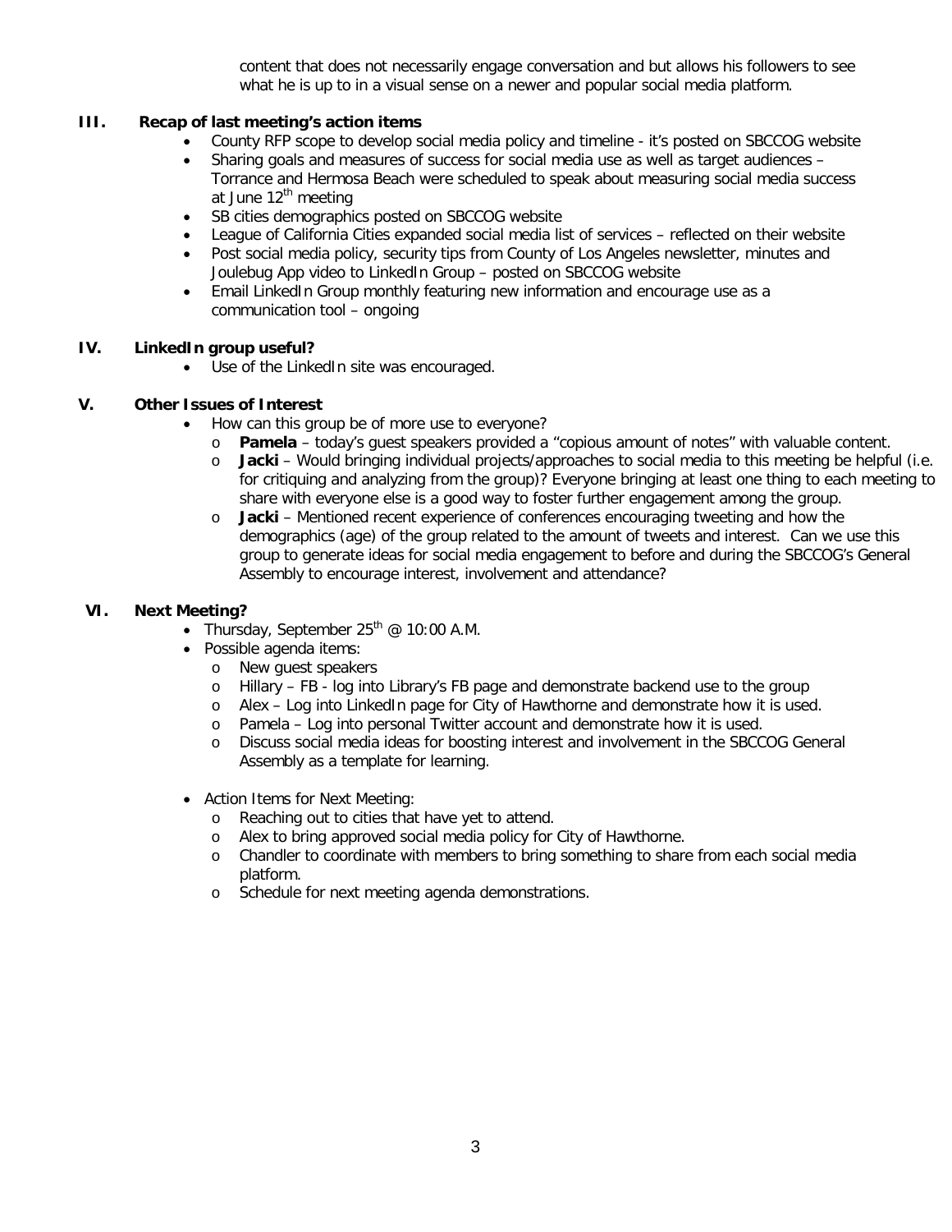content that does not necessarily engage conversation and but allows his followers to see what he is up to in a visual sense on a newer and popular social media platform.

## III. Recap of last meeting's action items

- County RFP scope to develop social media policy and timeline - it's posted on SBCCOG website
- Sharing goals and measures of success for social media use as well as target audiences – Torrance and Hermosa Beach were scheduled to speak about measuring social media success at June 12th meeting
- SB cities demographics posted on SBCCOG website
- League of California Cities expanded social media list of services – reflected on their website
- Post social media policy, security tips from County of Los Angeles newsletter, minutes and Joulebug App video to LinkedIn Group – posted on SBCCOG website
- Email LinkedIn Group monthly featuring new information and encourage use as a communication tool – ongoing

## IV. LinkedIn group useful?

- Use of the LinkedIn site was encouraged.

## V. Other Issues of Interest

- How can this group be of more use to everyone?
  - **Pamela** – today's guest speakers provided a "copious amount of notes" with valuable content.
  - **Jacki** – Would bringing individual projects/approaches to social media to this meeting be helpful (i.e. for critiquing and analyzing from the group)? Everyone bringing at least one thing to each meeting to share with everyone else is a good way to foster further engagement among the group.
  - **Jacki** – Mentioned recent experience of conferences encouraging tweeting and how the demographics (age) of the group related to the amount of tweets and interest. Can we use this group to generate ideas for social media engagement to before and during the SBCCOG's General Assembly to encourage interest, involvement and attendance?

## VI. Next Meeting?

- Thursday, September 25th @ 10:00 A.M.
- Possible agenda items:
  - New guest speakers
  - Hillary – FB - log into Library's FB page and demonstrate backend use to the group
  - Alex – Log into LinkedIn page for City of Hawthorne and demonstrate how it is used.
  - Pamela – Log into personal Twitter account and demonstrate how it is used.
  - Discuss social media ideas for boosting interest and involvement in the SBCCOG General Assembly as a template for learning.

- Action Items for Next Meeting:
  - Reaching out to cities that have yet to attend.
  - Alex to bring approved social media policy for City of Hawthorne.
  - Chandler to coordinate with members to bring something to share from each social media platform.
  - Schedule for next meeting agenda demonstrations.